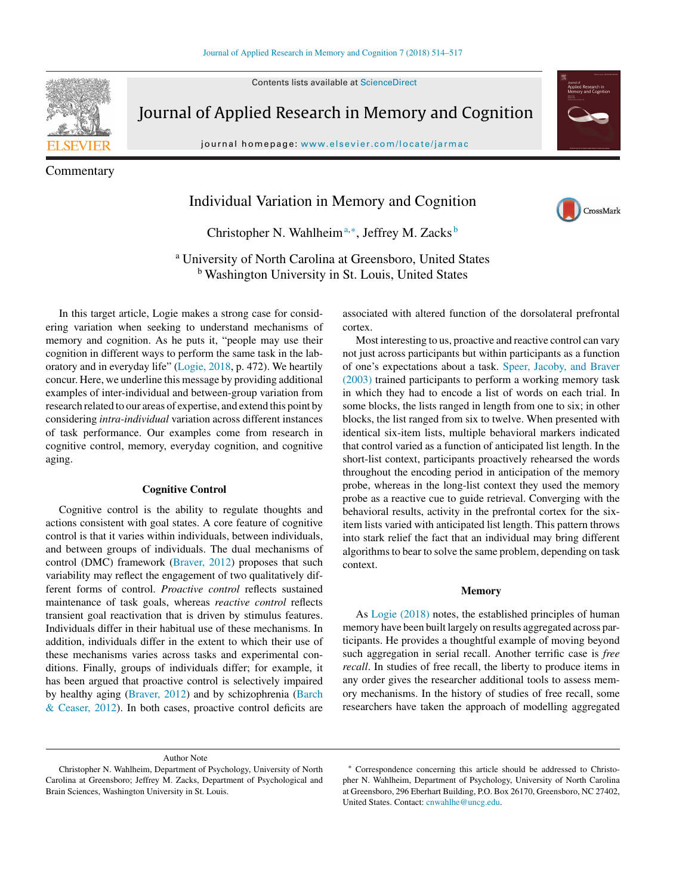Commentary

# Individual Variation in Memory and Cognition

Christopher N. Wahlheim[a,*], Jeffrey M. Zacks[b]

[a] University of North Carolina at Greensboro, United States
[b] Washington University in St. Louis, United States

In this target article, Logie makes a strong case for considering variation when seeking to understand mechanisms of memory and cognition. As he puts it, "people may use their cognition in different ways to perform the same task in the laboratory and in everyday life" (Logie, 2018, p. 472). We heartily concur. Here, we underline this message by providing additional examples of inter-individual and between-group variation from research related to our areas of expertise, and extend this point by considering *intra-individual* variation across different instances of task performance. Our examples come from research in cognitive control, memory, everyday cognition, and cognitive aging.

## Cognitive Control

Cognitive control is the ability to regulate thoughts and actions consistent with goal states. A core feature of cognitive control is that it varies within individuals, between individuals, and between groups of individuals. The dual mechanisms of control (DMC) framework (Braver, 2012) proposes that such variability may reflect the engagement of two qualitatively different forms of control. *Proactive control* reflects sustained maintenance of task goals, whereas *reactive control* reflects transient goal reactivation that is driven by stimulus features. Individuals differ in their habitual use of these mechanisms. In addition, individuals differ in the extent to which their use of these mechanisms varies across tasks and experimental conditions. Finally, groups of individuals differ; for example, it has been argued that proactive control is selectively impaired by healthy aging (Braver, 2012) and by schizophrenia (Barch & Ceaser, 2012). In both cases, proactive control deficits are associated with altered function of the dorsolateral prefrontal cortex.

Most interesting to us, proactive and reactive control can vary not just across participants but within participants as a function of one's expectations about a task. Speer, Jacoby, and Braver (2003) trained participants to perform a working memory task in which they had to encode a list of words on each trial. In some blocks, the lists ranged in length from one to six; in other blocks, the list ranged from six to twelve. When presented with identical six-item lists, multiple behavioral markers indicated that control varied as a function of anticipated list length. In the short-list context, participants proactively rehearsed the words throughout the encoding period in anticipation of the memory probe, whereas in the long-list context they used the memory probe as a reactive cue to guide retrieval. Converging with the behavioral results, activity in the prefrontal cortex for the six-item lists varied with anticipated list length. This pattern throws into stark relief the fact that an individual may bring different algorithms to bear to solve the same problem, depending on task context.

## Memory

As Logie (2018) notes, the established principles of human memory have been built largely on results aggregated across participants. He provides a thoughtful example of moving beyond such aggregation in serial recall. Another terrific case is *free recall*. In studies of free recall, the liberty to produce items in any order gives the researcher additional tools to assess memory mechanisms. In the history of studies of free recall, some researchers have taken the approach of modelling aggregated

Author Note

Christopher N. Wahlheim, Department of Psychology, University of North Carolina at Greensboro; Jeffrey M. Zacks, Department of Psychological and Brain Sciences, Washington University in St. Louis.

* Correspondence concerning this article should be addressed to Christopher N. Wahlheim, Department of Psychology, University of North Carolina at Greensboro, 296 Eberhart Building, P.O. Box 26170, Greensboro, NC 27402, United States. Contact: cnwahlhe@uncg.edu.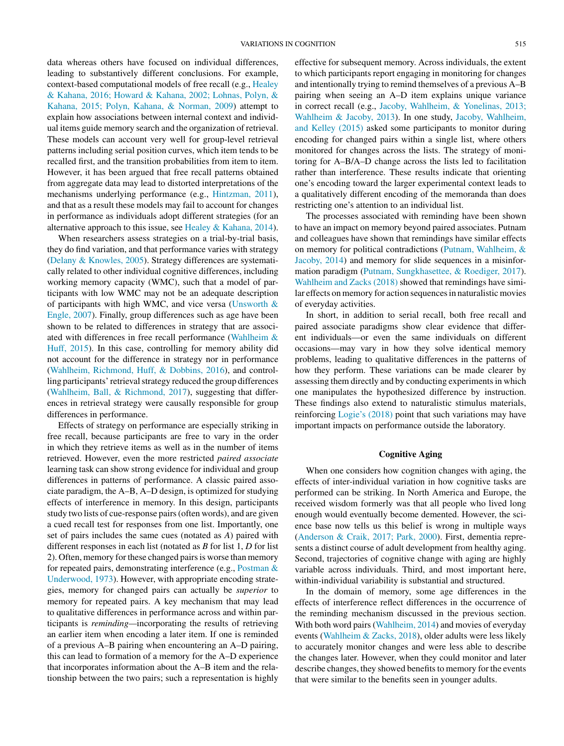data whereas others have focused on individual differences, leading to substantively different conclusions. For example, context-based computational models of free recall (e.g., Healey & Kahana, 2016; Howard & Kahana, 2002; Lohnas, Polyn, & Kahana, 2015; Polyn, Kahana, & Norman, 2009) attempt to explain how associations between internal context and individual items guide memory search and the organization of retrieval. These models can account very well for group-level retrieval patterns including serial position curves, which item tends to be recalled first, and the transition probabilities from item to item. However, it has been argued that free recall patterns obtained from aggregate data may lead to distorted interpretations of the mechanisms underlying performance (e.g., Hintzman, 2011), and that as a result these models may fail to account for changes in performance as individuals adopt different strategies (for an alternative approach to this issue, see Healey & Kahana, 2014).

When researchers assess strategies on a trial-by-trial basis, they do find variation, and that performance varies with strategy (Delany & Knowles, 2005). Strategy differences are systematically related to other individual cognitive differences, including working memory capacity (WMC), such that a model of participants with low WMC may not be an adequate description of participants with high WMC, and vice versa (Unsworth & Engle, 2007). Finally, group differences such as age have been shown to be related to differences in strategy that are associated with differences in free recall performance (Wahlheim & Huff, 2015). In this case, controlling for memory ability did not account for the difference in strategy nor in performance (Wahlheim, Richmond, Huff, & Dobbins, 2016), and controlling participants' retrieval strategy reduced the group differences (Wahlheim, Ball, & Richmond, 2017), suggesting that differences in retrieval strategy were causally responsible for group differences in performance.

Effects of strategy on performance are especially striking in free recall, because participants are free to vary in the order in which they retrieve items as well as in the number of items retrieved. However, even the more restricted *paired associate* learning task can show strong evidence for individual and group differences in patterns of performance. A classic paired associate paradigm, the A–B, A–D design, is optimized for studying effects of interference in memory. In this design, participants study two lists of cue-response pairs (often words), and are given a cued recall test for responses from one list. Importantly, one set of pairs includes the same cues (notated as *A*) paired with different responses in each list (notated as *B* for list 1, *D* for list 2). Often, memory for these changed pairs is worse than memory for repeated pairs, demonstrating interference (e.g., Postman & Underwood, 1973). However, with appropriate encoding strategies, memory for changed pairs can actually be *superior* to memory for repeated pairs. A key mechanism that may lead to qualitative differences in performance across and within participants is *reminding*—incorporating the results of retrieving an earlier item when encoding a later item. If one is reminded of a previous A–B pairing when encountering an A–D pairing, this can lead to formation of a memory for the A–D experience that incorporates information about the A–B item and the relationship between the two pairs; such a representation is highly effective for subsequent memory. Across individuals, the extent to which participants report engaging in monitoring for changes and intentionally trying to remind themselves of a previous A–B pairing when seeing an A–D item explains unique variance in correct recall (e.g., Jacoby, Wahlheim, & Yonelinas, 2013; Wahlheim & Jacoby, 2013). In one study, Jacoby, Wahlheim, and Kelley (2015) asked some participants to monitor during encoding for changed pairs within a single list, where others monitored for changes across the lists. The strategy of monitoring for A–B/A–D change across the lists led to facilitation rather than interference. These results indicate that orienting one's encoding toward the larger experimental context leads to a qualitatively different encoding of the memoranda than does restricting one's attention to an individual list.

The processes associated with reminding have been shown to have an impact on memory beyond paired associates. Putnam and colleagues have shown that remindings have similar effects on memory for political contradictions (Putnam, Wahlheim, & Jacoby, 2014) and memory for slide sequences in a misinformation paradigm (Putnam, Sungkhasettee, & Roediger, 2017). Wahlheim and Zacks (2018) showed that remindings have similar effects on memory for action sequences in naturalistic movies of everyday activities.

In short, in addition to serial recall, both free recall and paired associate paradigms show clear evidence that different individuals—or even the same individuals on different occasions—may vary in how they solve identical memory problems, leading to qualitative differences in the patterns of how they perform. These variations can be made clearer by assessing them directly and by conducting experiments in which one manipulates the hypothesized difference by instruction. These findings also extend to naturalistic stimulus materials, reinforcing Logie's (2018) point that such variations may have important impacts on performance outside the laboratory.

## Cognitive Aging

When one considers how cognition changes with aging, the effects of inter-individual variation in how cognitive tasks are performed can be striking. In North America and Europe, the received wisdom formerly was that all people who lived long enough would eventually become demented. However, the science base now tells us this belief is wrong in multiple ways (Anderson & Craik, 2017; Park, 2000). First, dementia represents a distinct course of adult development from healthy aging. Second, trajectories of cognitive change with aging are highly variable across individuals. Third, and most important here, within-individual variability is substantial and structured.

In the domain of memory, some age differences in the effects of interference reflect differences in the occurrence of the reminding mechanism discussed in the previous section. With both word pairs (Wahlheim, 2014) and movies of everyday events (Wahlheim & Zacks, 2018), older adults were less likely to accurately monitor changes and were less able to describe the changes later. However, when they could monitor and later describe changes, they showed benefits to memory for the events that were similar to the benefits seen in younger adults.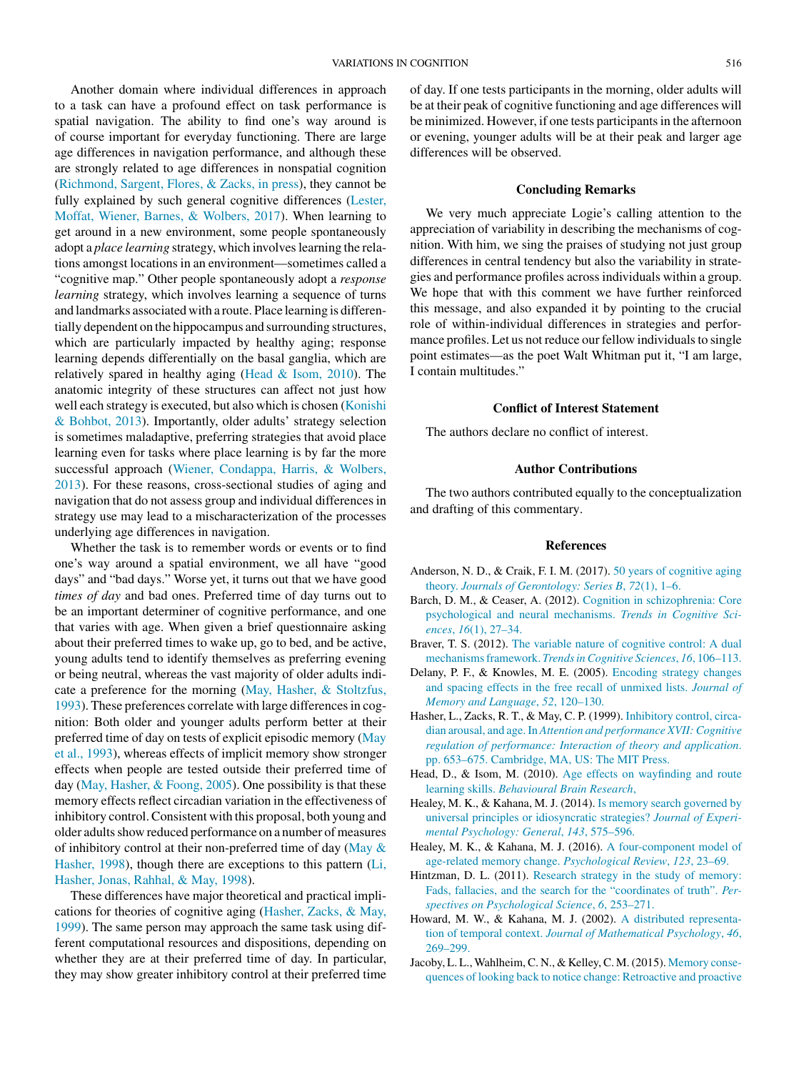Another domain where individual differences in approach to a task can have a profound effect on task performance is spatial navigation. The ability to find one's way around is of course important for everyday functioning. There are large age differences in navigation performance, and although these are strongly related to age differences in nonspatial cognition (Richmond, Sargent, Flores, & Zacks, in press), they cannot be fully explained by such general cognitive differences (Lester, Moffat, Wiener, Barnes, & Wolbers, 2017). When learning to get around in a new environment, some people spontaneously adopt a *place learning* strategy, which involves learning the relations amongst locations in an environment—sometimes called a "cognitive map." Other people spontaneously adopt a *response learning* strategy, which involves learning a sequence of turns and landmarks associated with a route. Place learning is differentially dependent on the hippocampus and surrounding structures, which are particularly impacted by healthy aging; response learning depends differentially on the basal ganglia, which are relatively spared in healthy aging (Head & Isom, 2010). The anatomic integrity of these structures can affect not just how well each strategy is executed, but also which is chosen (Konishi & Bohbot, 2013). Importantly, older adults' strategy selection is sometimes maladaptive, preferring strategies that avoid place learning even for tasks where place learning is by far the more successful approach (Wiener, Condappa, Harris, & Wolbers, 2013). For these reasons, cross-sectional studies of aging and navigation that do not assess group and individual differences in strategy use may lead to a mischaracterization of the processes underlying age differences in navigation.

Whether the task is to remember words or events or to find one's way around a spatial environment, we all have "good days" and "bad days." Worse yet, it turns out that we have good *times of day* and bad ones. Preferred time of day turns out to be an important determiner of cognitive performance, and one that varies with age. When given a brief questionnaire asking about their preferred times to wake up, go to bed, and be active, young adults tend to identify themselves as preferring evening or being neutral, whereas the vast majority of older adults indicate a preference for the morning (May, Hasher, & Stoltzfus, 1993). These preferences correlate with large differences in cognition: Both older and younger adults perform better at their preferred time of day on tests of explicit episodic memory (May et al., 1993), whereas effects of implicit memory show stronger effects when people are tested outside their preferred time of day (May, Hasher, & Foong, 2005). One possibility is that these memory effects reflect circadian variation in the effectiveness of inhibitory control. Consistent with this proposal, both young and older adults show reduced performance on a number of measures of inhibitory control at their non-preferred time of day (May & Hasher, 1998), though there are exceptions to this pattern (Li, Hasher, Jonas, Rahhal, & May, 1998).

These differences have major theoretical and practical implications for theories of cognitive aging (Hasher, Zacks, & May, 1999). The same person may approach the same task using different computational resources and dispositions, depending on whether they are at their preferred time of day. In particular, they may show greater inhibitory control at their preferred time of day. If one tests participants in the morning, older adults will be at their peak of cognitive functioning and age differences will be minimized. However, if one tests participants in the afternoon or evening, younger adults will be at their peak and larger age differences will be observed.

## Concluding Remarks

We very much appreciate Logie's calling attention to the appreciation of variability in describing the mechanisms of cognition. With him, we sing the praises of studying not just group differences in central tendency but also the variability in strategies and performance profiles across individuals within a group. We hope that with this comment we have further reinforced this message, and also expanded it by pointing to the crucial role of within-individual differences in strategies and performance profiles. Let us not reduce our fellow individuals to single point estimates—as the poet Walt Whitman put it, "I am large, I contain multitudes."

## Conflict of Interest Statement

The authors declare no conflict of interest.

## Author Contributions

The two authors contributed equally to the conceptualization and drafting of this commentary.

## References

Anderson, N. D., & Craik, F. I. M. (2017). 50 years of cognitive aging theory. *Journals of Gerontology: Series B*, *72*(1), 1–6.

Barch, D. M., & Ceaser, A. (2012). Cognition in schizophrenia: Core psychological and neural mechanisms. *Trends in Cognitive Sciences*, *16*(1), 27–34.

Braver, T. S. (2012). The variable nature of cognitive control: A dual mechanisms framework. *Trends in Cognitive Sciences*, *16*, 106–113.

Delany, P. F., & Knowles, M. E. (2005). Encoding strategy changes and spacing effects in the free recall of unmixed lists. *Journal of Memory and Language*, *52*, 120–130.

Hasher, L., Zacks, R. T., & May, C. P. (1999). Inhibitory control, circadian arousal, and age. In *Attention and performance XVII: Cognitive regulation of performance: Interaction of theory and application*. pp. 653–675. Cambridge, MA, US: The MIT Press.

Head, D., & Isom, M. (2010). Age effects on wayfinding and route learning skills. *Behavioural Brain Research*,

Healey, M. K., & Kahana, M. J. (2014). Is memory search governed by universal principles or idiosyncratic strategies? *Journal of Experimental Psychology: General*, *143*, 575–596.

Healey, M. K., & Kahana, M. J. (2016). A four-component model of age-related memory change. *Psychological Review*, *123*, 23–69.

Hintzman, D. L. (2011). Research strategy in the study of memory: Fads, fallacies, and the search for the "coordinates of truth". *Perspectives on Psychological Science*, *6*, 253–271.

Howard, M. W., & Kahana, M. J. (2002). A distributed representation of temporal context. *Journal of Mathematical Psychology*, *46*, 269–299.

Jacoby, L. L., Wahlheim, C. N., & Kelley, C. M. (2015). Memory consequences of looking back to notice change: Retroactive and proactive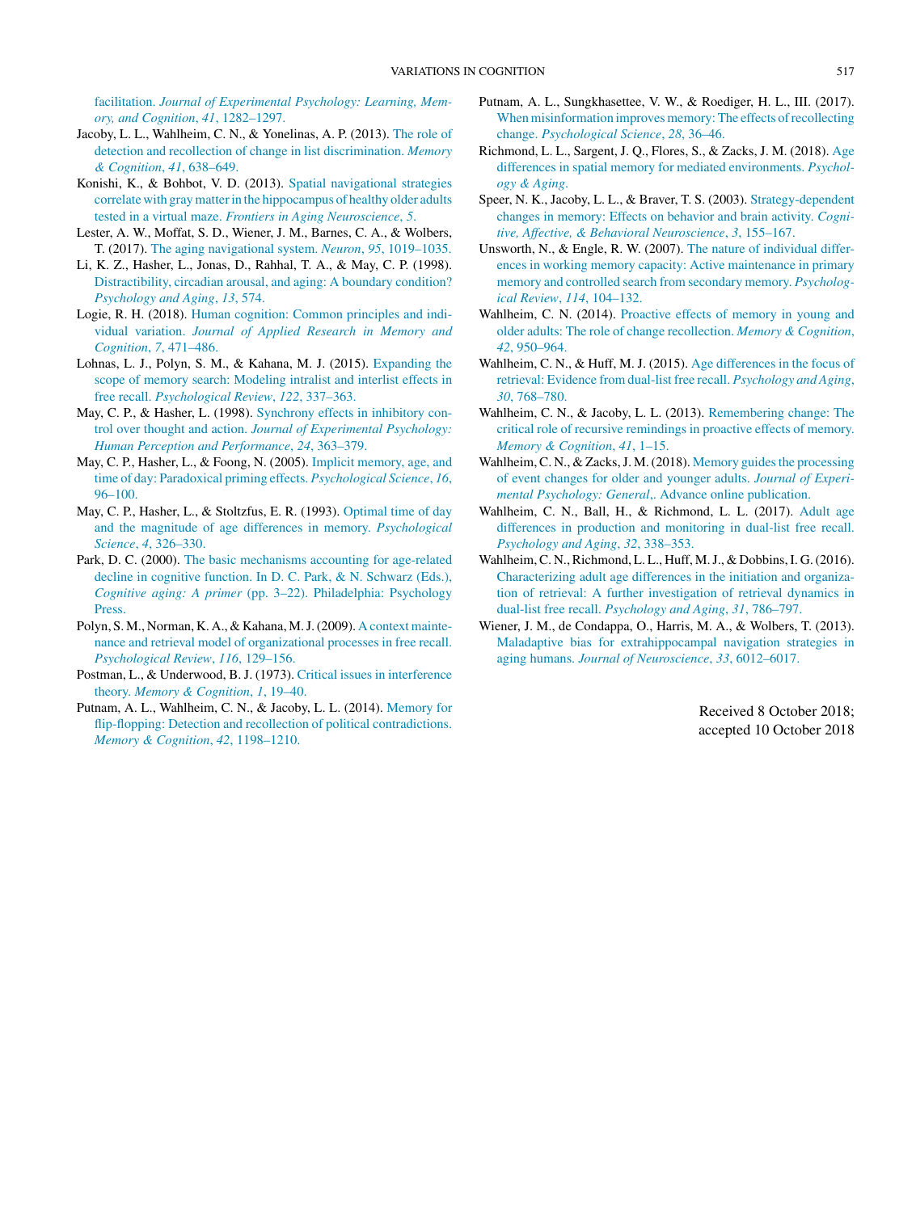facilitation. *Journal of Experimental Psychology: Learning, Memory, and Cognition*, *41*, 1282–1297.

Jacoby, L. L., Wahlheim, C. N., & Yonelinas, A. P. (2013). The role of detection and recollection of change in list discrimination. *Memory & Cognition*, *41*, 638–649.

Konishi, K., & Bohbot, V. D. (2013). Spatial navigational strategies correlate with gray matter in the hippocampus of healthy older adults tested in a virtual maze. *Frontiers in Aging Neuroscience*, *5*.

Lester, A. W., Moffat, S. D., Wiener, J. M., Barnes, C. A., & Wolbers, T. (2017). The aging navigational system. *Neuron*, *95*, 1019–1035.

Li, K. Z., Hasher, L., Jonas, D., Rahhal, T. A., & May, C. P. (1998). Distractibility, circadian arousal, and aging: A boundary condition? *Psychology and Aging*, *13*, 574.

Logie, R. H. (2018). Human cognition: Common principles and individual variation. *Journal of Applied Research in Memory and Cognition*, *7*, 471–486.

Lohnas, L. J., Polyn, S. M., & Kahana, M. J. (2015). Expanding the scope of memory search: Modeling intralist and interlist effects in free recall. *Psychological Review*, *122*, 337–363.

May, C. P., & Hasher, L. (1998). Synchrony effects in inhibitory control over thought and action. *Journal of Experimental Psychology: Human Perception and Performance*, *24*, 363–379.

May, C. P., Hasher, L., & Foong, N. (2005). Implicit memory, age, and time of day: Paradoxical priming effects. *Psychological Science*, *16*, 96–100.

May, C. P., Hasher, L., & Stoltzfus, E. R. (1993). Optimal time of day and the magnitude of age differences in memory. *Psychological Science*, *4*, 326–330.

Park, D. C. (2000). The basic mechanisms accounting for age-related decline in cognitive function. In D. C. Park, & N. Schwarz (Eds.), *Cognitive aging: A primer* (pp. 3–22). Philadelphia: Psychology Press.

Polyn, S. M., Norman, K. A., & Kahana, M. J. (2009). A context maintenance and retrieval model of organizational processes in free recall. *Psychological Review*, *116*, 129–156.

Postman, L., & Underwood, B. J. (1973). Critical issues in interference theory. *Memory & Cognition*, *1*, 19–40.

Putnam, A. L., Wahlheim, C. N., & Jacoby, L. L. (2014). Memory for flip-flopping: Detection and recollection of political contradictions. *Memory & Cognition*, *42*, 1198–1210.

Putnam, A. L., Sungkhasettee, V. W., & Roediger, H. L., III. (2017). When misinformation improves memory: The effects of recollecting change. *Psychological Science*, *28*, 36–46.

Richmond, L. L., Sargent, J. Q., Flores, S., & Zacks, J. M. (2018). Age differences in spatial memory for mediated environments. *Psychology & Aging*.

Speer, N. K., Jacoby, L. L., & Braver, T. S. (2003). Strategy-dependent changes in memory: Effects on behavior and brain activity. *Cognitive, Affective, & Behavioral Neuroscience*, *3*, 155–167.

Unsworth, N., & Engle, R. W. (2007). The nature of individual differences in working memory capacity: Active maintenance in primary memory and controlled search from secondary memory. *Psychological Review*, *114*, 104–132.

Wahlheim, C. N. (2014). Proactive effects of memory in young and older adults: The role of change recollection. *Memory & Cognition*, *42*, 950–964.

Wahlheim, C. N., & Huff, M. J. (2015). Age differences in the focus of retrieval: Evidence from dual-list free recall. *Psychology and Aging*, *30*, 768–780.

Wahlheim, C. N., & Jacoby, L. L. (2013). Remembering change: The critical role of recursive remindings in proactive effects of memory. *Memory & Cognition*, *41*, 1–15.

Wahlheim, C. N., & Zacks, J. M. (2018). Memory guides the processing of event changes for older and younger adults. *Journal of Experimental Psychology: General*,. Advance online publication.

Wahlheim, C. N., Ball, H., & Richmond, L. L. (2017). Adult age differences in production and monitoring in dual-list free recall. *Psychology and Aging*, *32*, 338–353.

Wahlheim, C. N., Richmond, L. L., Huff, M. J., & Dobbins, I. G. (2016). Characterizing adult age differences in the initiation and organization of retrieval: A further investigation of retrieval dynamics in dual-list free recall. *Psychology and Aging*, *31*, 786–797.

Wiener, J. M., de Condappa, O., Harris, M. A., & Wolbers, T. (2013). Maladaptive bias for extrahippocampal navigation strategies in aging humans. *Journal of Neuroscience*, *33*, 6012–6017.

Received 8 October 2018;
accepted 10 October 2018